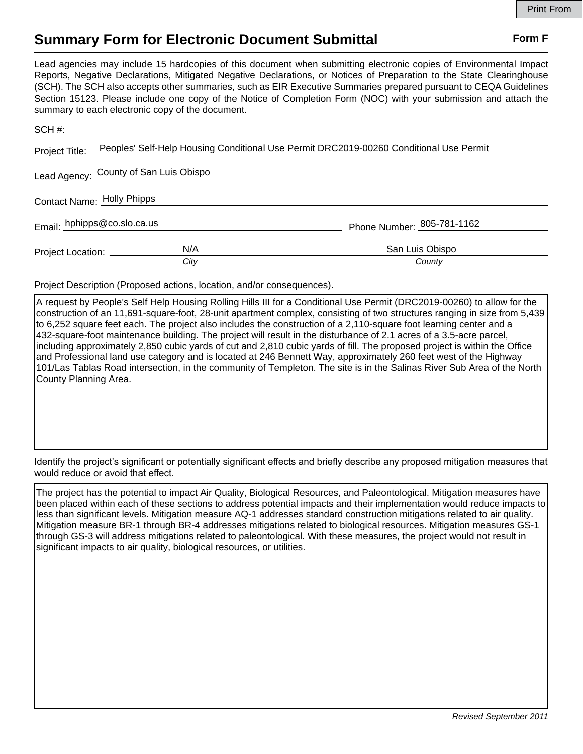# Summary Form for Electronic Document Submittal

**Form F**

Lead agencies may include 15 hardcopies of this document when submitting electronic copies of Environmental Impact Reports, Negative Declarations, Mitigated Negative Declarations, or Notices of Preparation to the State Clearinghouse (SCH). The SCH also accepts other summaries, such as EIR Executive Summaries prepared pursuant to CEQA Guidelines Section 15123. Please include one copy of the Notice of Completion Form (NOC) with your submission and attach the summary to each electronic copy of the document.

SCH #: ____________________

Project Title: Peoples' Self-Help Housing Conditional Use Permit DRC2019-00260 Conditional Use Permit

Lead Agency: County of San Luis Obispo

Contact Name: Holly Phipps

Email: hphipps@co.slo.ca.us

Phone Number: 805-781-1162

Project Location: N/A (*City*) San Luis Obispo (*County*)

Project Description (Proposed actions, location, and/or consequences).

A request by People's Self Help Housing Rolling Hills III for a Conditional Use Permit (DRC2019-00260) to allow for the construction of an 11,691-square-foot, 28-unit apartment complex, consisting of two structures ranging in size from 5,439 to 6,252 square feet each. The project also includes the construction of a 2,110-square foot learning center and a 432-square-foot maintenance building. The project will result in the disturbance of 2.1 acres of a 3.5-acre parcel, including approximately 2,850 cubic yards of cut and 2,810 cubic yards of fill. The proposed project is within the Office and Professional land use category and is located at 246 Bennett Way, approximately 260 feet west of the Highway 101/Las Tablas Road intersection, in the community of Templeton. The site is in the Salinas River Sub Area of the North County Planning Area.

Identify the project's significant or potentially significant effects and briefly describe any proposed mitigation measures that would reduce or avoid that effect.

The project has the potential to impact Air Quality, Biological Resources, and Paleontological. Mitigation measures have been placed within each of these sections to address potential impacts and their implementation would reduce impacts to less than significant levels. Mitigation measure AQ-1 addresses standard construction mitigations related to air quality. Mitigation measure BR-1 through BR-4 addresses mitigations related to biological resources. Mitigation measures GS-1 through GS-3 will address mitigations related to paleontological. With these measures, the project would not result in significant impacts to air quality, biological resources, or utilities.

*Revised September 2011*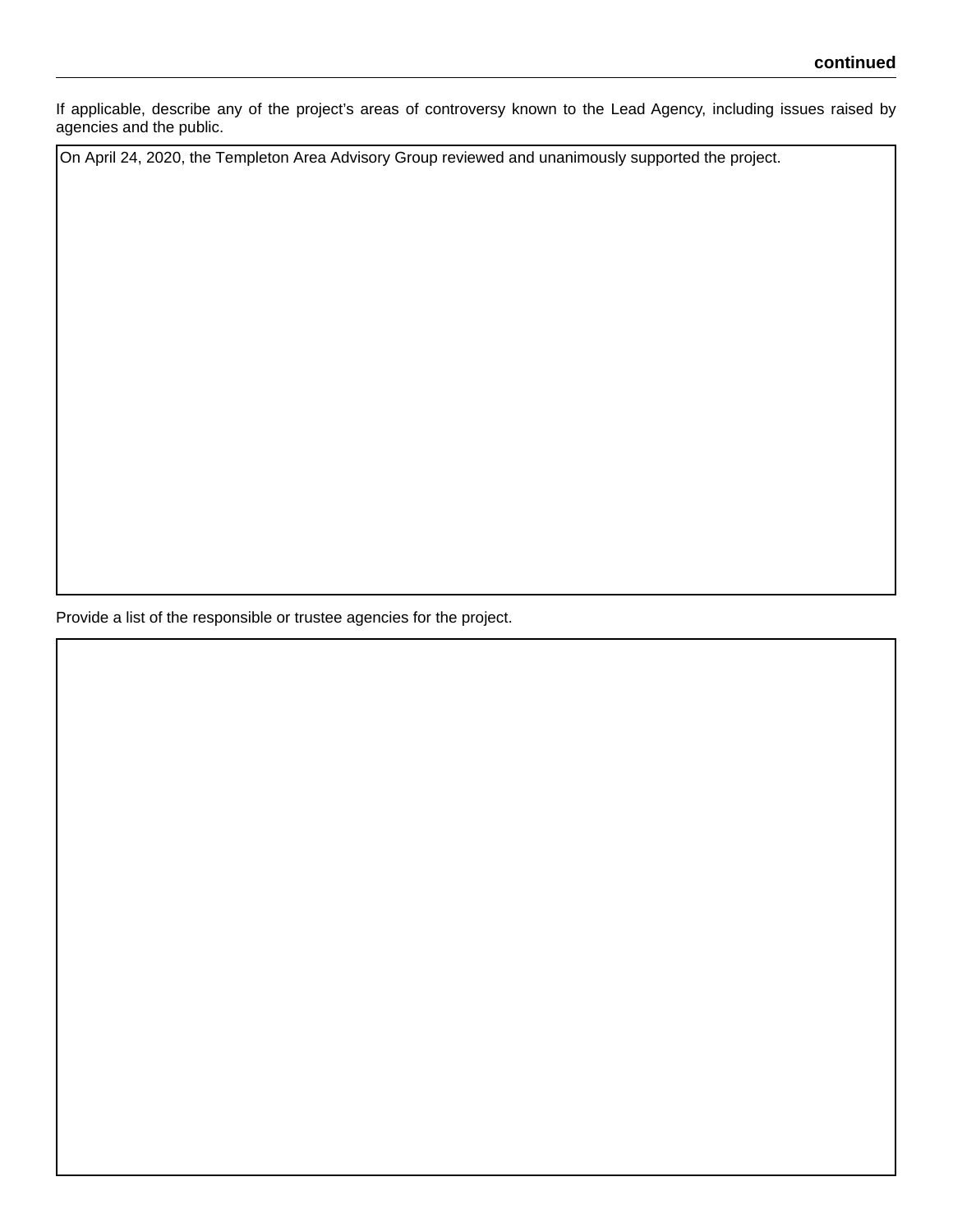**continued**

If applicable, describe any of the project's areas of controversy known to the Lead Agency, including issues raised by agencies and the public.

On April 24, 2020, the Templeton Area Advisory Group reviewed and unanimously supported the project.

Provide a list of the responsible or trustee agencies for the project.